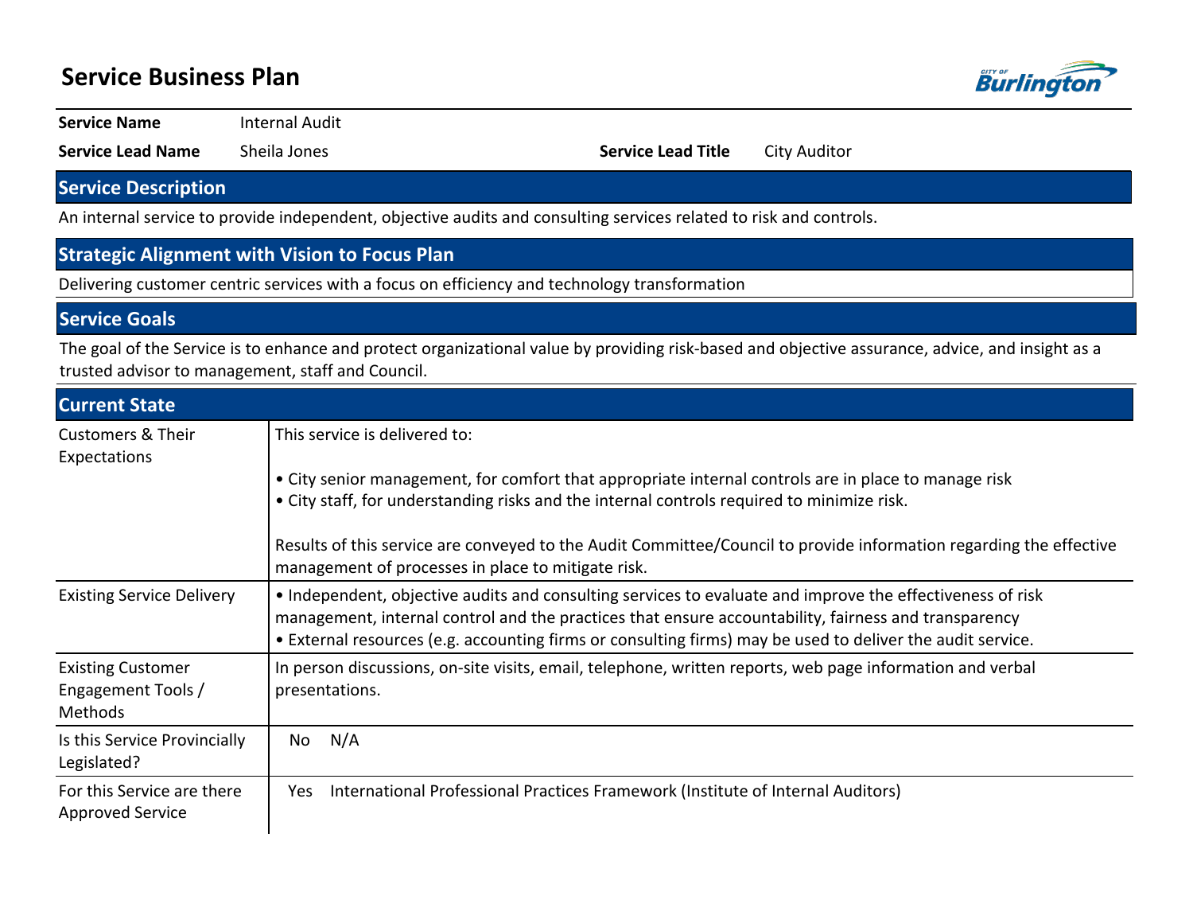# Service Business Plan

| | | | |
|---|---|---|---|
| **Service Name** | Internal Audit | | |
| **Service Lead Name** | Sheila Jones | **Service Lead Title** | City Auditor |

## Service Description

An internal service to provide independent, objective audits and consulting services related to risk and controls.

## Strategic Alignment with Vision to Focus Plan

Delivering customer centric services with a focus on efficiency and technology transformation

## Service Goals

The goal of the Service is to enhance and protect organizational value by providing risk-based and objective assurance, advice, and insight as a trusted advisor to management, staff and Council.

## Current State

| | |
|---|---|
| Customers & Their Expectations | This service is delivered to:<br><br>• City senior management, for comfort that appropriate internal controls are in place to manage risk<br>• City staff, for understanding risks and the internal controls required to minimize risk.<br><br>Results of this service are conveyed to the Audit Committee/Council to provide information regarding the effective management of processes in place to mitigate risk. |
| Existing Service Delivery | • Independent, objective audits and consulting services to evaluate and improve the effectiveness of risk management, internal control and the practices that ensure accountability, fairness and transparency<br>• External resources (e.g. accounting firms or consulting firms) may be used to deliver the audit service. |
| Existing Customer Engagement Tools / Methods | In person discussions, on-site visits, email, telephone, written reports, web page information and verbal presentations. |
| Is this Service Provincially Legislated? | No N/A |
| For this Service are there Approved Service | Yes International Professional Practices Framework (Institute of Internal Auditors) |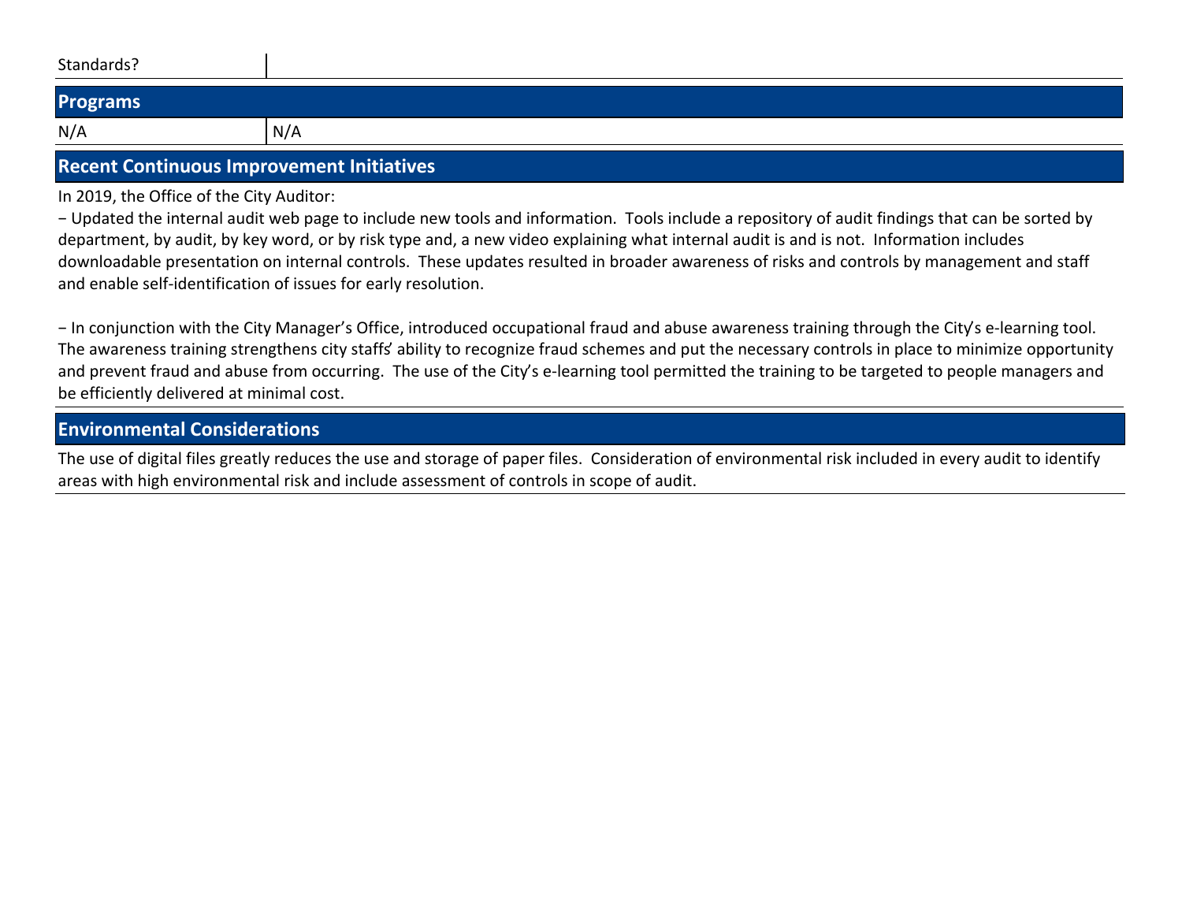| Standards? | |
|---|---|

## Programs

| N/A | N/A |
|---|---|

## Recent Continuous Improvement Initiatives

In 2019, the Office of the City Auditor:

− Updated the internal audit web page to include new tools and information. Tools include a repository of audit findings that can be sorted by department, by audit, by key word, or by risk type and, a new video explaining what internal audit is and is not. Information includes downloadable presentation on internal controls. These updates resulted in broader awareness of risks and controls by management and staff and enable self-identification of issues for early resolution.

− In conjunction with the City Manager's Office, introduced occupational fraud and abuse awareness training through the City's e-learning tool. The awareness training strengthens city staffs' ability to recognize fraud schemes and put the necessary controls in place to minimize opportunity and prevent fraud and abuse from occurring. The use of the City's e-learning tool permitted the training to be targeted to people managers and be efficiently delivered at minimal cost.

## Environmental Considerations

The use of digital files greatly reduces the use and storage of paper files. Consideration of environmental risk included in every audit to identify areas with high environmental risk and include assessment of controls in scope of audit.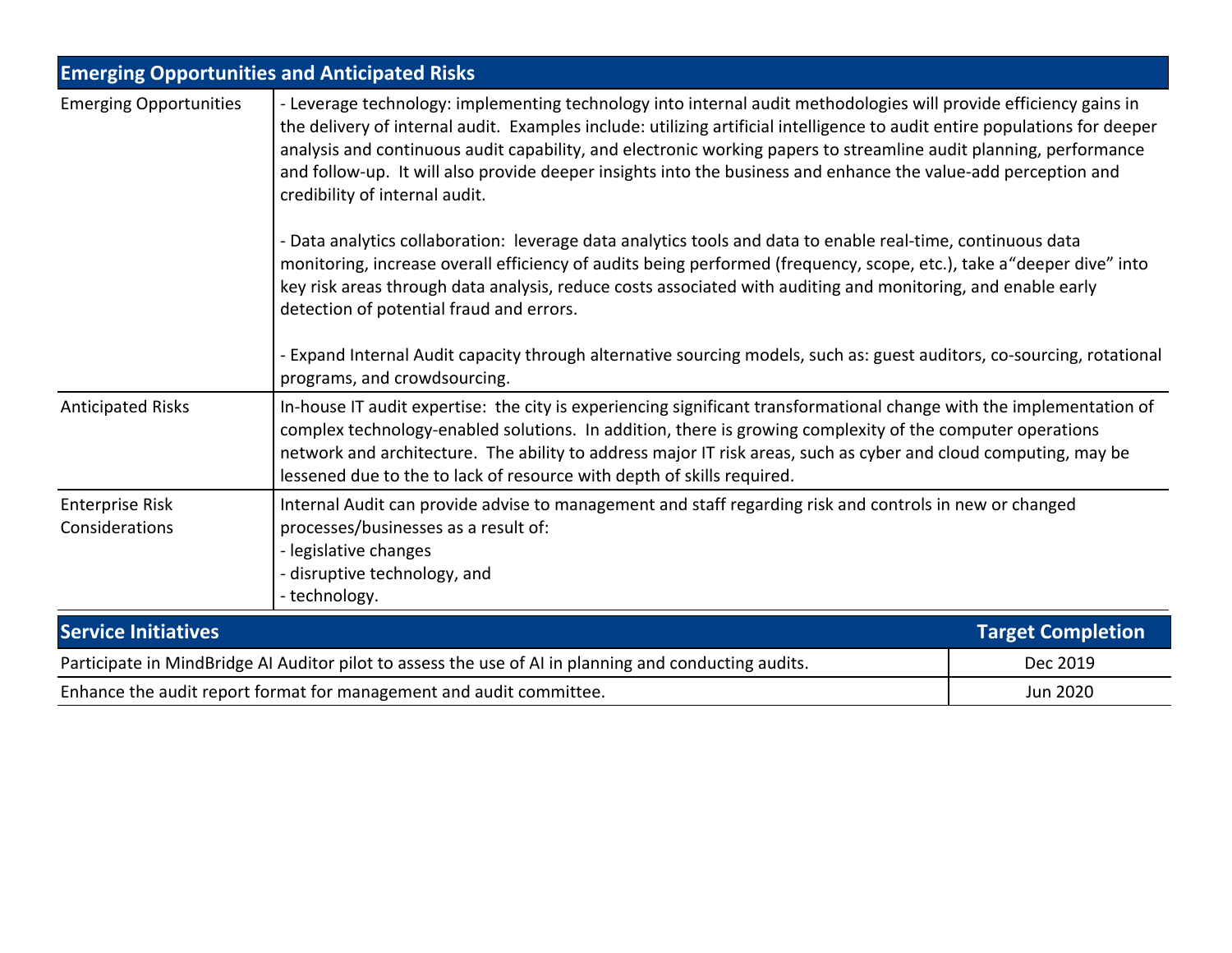| Emerging Opportunities and Anticipated Risks | |
|---|---|
| Emerging Opportunities | - Leverage technology: implementing technology into internal audit methodologies will provide efficiency gains in the delivery of internal audit. Examples include: utilizing artificial intelligence to audit entire populations for deeper analysis and continuous audit capability, and electronic working papers to streamline audit planning, performance and follow-up. It will also provide deeper insights into the business and enhance the value-add perception and credibility of internal audit.<br><br>- Data analytics collaboration: leverage data analytics tools and data to enable real-time, continuous data monitoring, increase overall efficiency of audits being performed (frequency, scope, etc.), take a"deeper dive" into key risk areas through data analysis, reduce costs associated with auditing and monitoring, and enable early detection of potential fraud and errors.<br><br>- Expand Internal Audit capacity through alternative sourcing models, such as: guest auditors, co-sourcing, rotational programs, and crowdsourcing. |
| Anticipated Risks | In-house IT audit expertise: the city is experiencing significant transformational change with the implementation of complex technology-enabled solutions. In addition, there is growing complexity of the computer operations network and architecture. The ability to address major IT risk areas, such as cyber and cloud computing, may be lessened due to the to lack of resource with depth of skills required. |
| Enterprise Risk Considerations | Internal Audit can provide advise to management and staff regarding risk and controls in new or changed processes/businesses as a result of:<br>- legislative changes<br>- disruptive technology, and<br>- technology. |

| Service Initiatives | Target Completion |
|---|---|
| Participate in MindBridge AI Auditor pilot to assess the use of AI in planning and conducting audits. | Dec 2019 |
| Enhance the audit report format for management and audit committee. | Jun 2020 |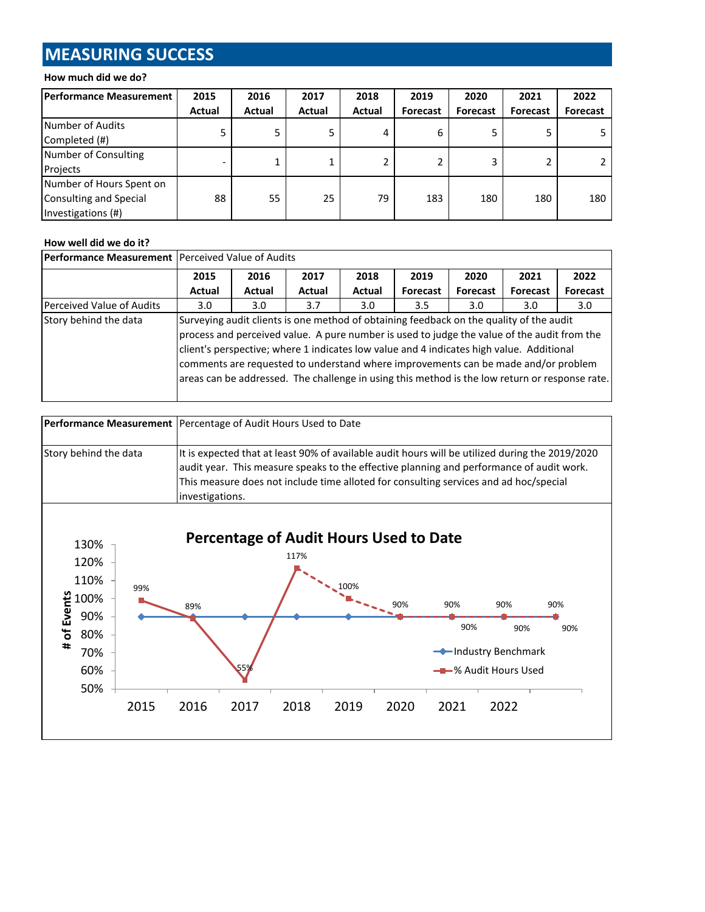## MEASURING SUCCESS

**How much did we do?**

| Performance Measurement | 2015 Actual | 2016 Actual | 2017 Actual | 2018 Actual | 2019 Forecast | 2020 Forecast | 2021 Forecast | 2022 Forecast |
|---|---|---|---|---|---|---|---|---|
| Number of Audits Completed (#) | 5 | 5 | 5 | 4 | 6 | 5 | 5 | 5 |
| Number of Consulting Projects | - | 1 | 1 | 2 | 2 | 3 | 2 | 2 |
| Number of Hours Spent on Consulting and Special Investigations (#) | 88 | 55 | 25 | 79 | 183 | 180 | 180 | 180 |

**How well did we do it?**

| Performance Measurement | Perceived Value of Audits | | | | | | | |
|---|---|---|---|---|---|---|---|---|
| | 2015 Actual | 2016 Actual | 2017 Actual | 2018 Actual | 2019 Forecast | 2020 Forecast | 2021 Forecast | 2022 Forecast |
| Perceived Value of Audits | 3.0 | 3.0 | 3.7 | 3.0 | 3.5 | 3.0 | 3.0 | 3.0 |
| Story behind the data | Surveying audit clients is one method of obtaining feedback on the quality of the audit process and perceived value. A pure number is used to judge the value of the audit from the client's perspective; where 1 indicates low value and 4 indicates high value. Additional comments are requested to understand where improvements can be made and/or problem areas can be addressed. The challenge in using this method is the low return or response rate. | | | | | | | |

| Performance Measurement | Percentage of Audit Hours Used to Date |
|---|---|
| Story behind the data | It is expected that at least 90% of available audit hours will be utilized during the 2019/2020 audit year. This measure speaks to the effective planning and performance of audit work. This measure does not include time alloted for consulting services and ad hoc/special investigations. |

**Percentage of Audit Hours Used to Date**

| Year | Industry Benchmark | % Audit Hours Used |
|---|---|---|
| 2015 | 90% | 99% |
| 2016 | 90% | 89% |
| 2017 | 90% | 55% |
| 2018 | 90% | 117% |
| 2019 | 90% | 100% |
| 2020 | 90% | 90% |
| 2021 | 90% | 90% |
| 2022 | 90% | 90% |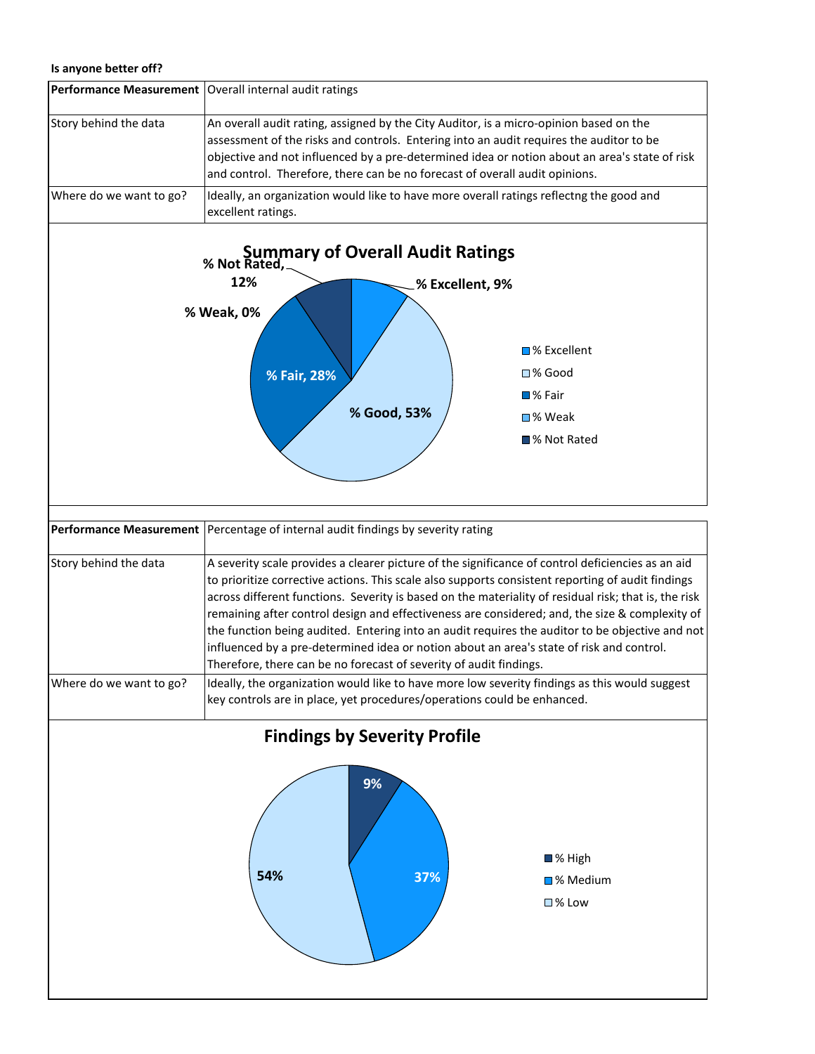**Is anyone better off?**

| | |
|---|---|
| **Performance Measurement** | Overall internal audit ratings |
| Story behind the data | An overall audit rating, assigned by the City Auditor, is a micro-opinion based on the assessment of the risks and controls. Entering into an audit requires the auditor to be objective and not influenced by a pre-determined idea or notion about an area's state of risk and control. Therefore, there can be no forecast of overall audit opinions. |
| Where do we want to go? | Ideally, an organization would like to have more overall ratings reflectng the good and excellent ratings. |

**Summary of Overall Audit Ratings**

% Not Rated, 12%

% Excellent, 9%

% Weak, 0%

% Fair, 28%

% Good, 53%

% Excellent

% Good

% Fair

% Weak

% Not Rated

| | |
|---|---|
| **Performance Measurement** | Percentage of internal audit findings by severity rating |
| Story behind the data | A severity scale provides a clearer picture of the significance of control deficiencies as an aid to prioritize corrective actions. This scale also supports consistent reporting of audit findings across different functions. Severity is based on the materiality of residual risk; that is, the risk remaining after control design and effectiveness are considered; and, the size & complexity of the function being audited. Entering into an audit requires the auditor to be objective and not influenced by a pre-determined idea or notion about an area's state of risk and control. Therefore, there can be no forecast of severity of audit findings. |
| Where do we want to go? | Ideally, the organization would like to have more low severity findings as this would suggest key controls are in place, yet procedures/operations could be enhanced. |

**Findings by Severity Profile**

9%

37%

54%

% High

% Medium

% Low